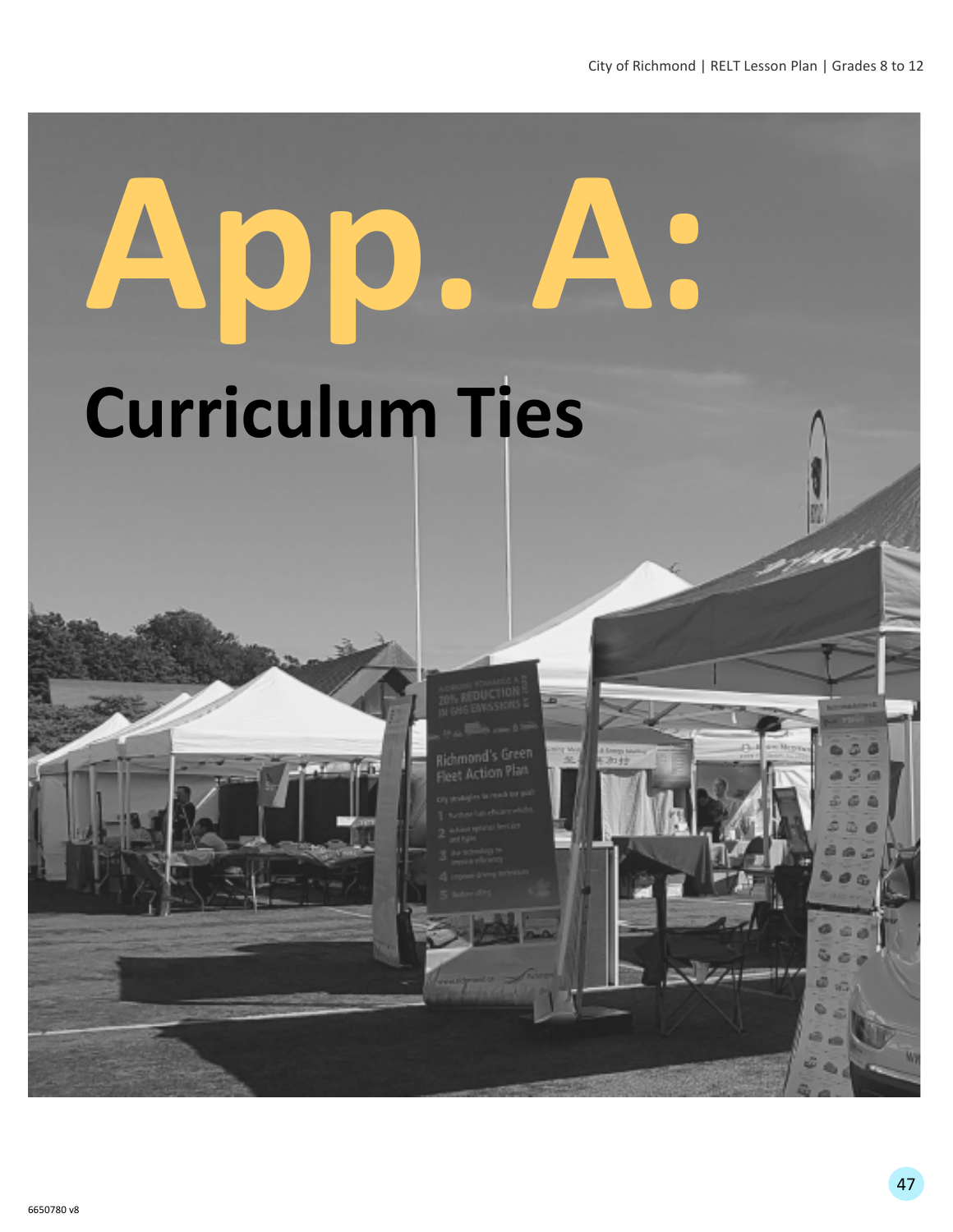# App. A:

## Curriculum Ties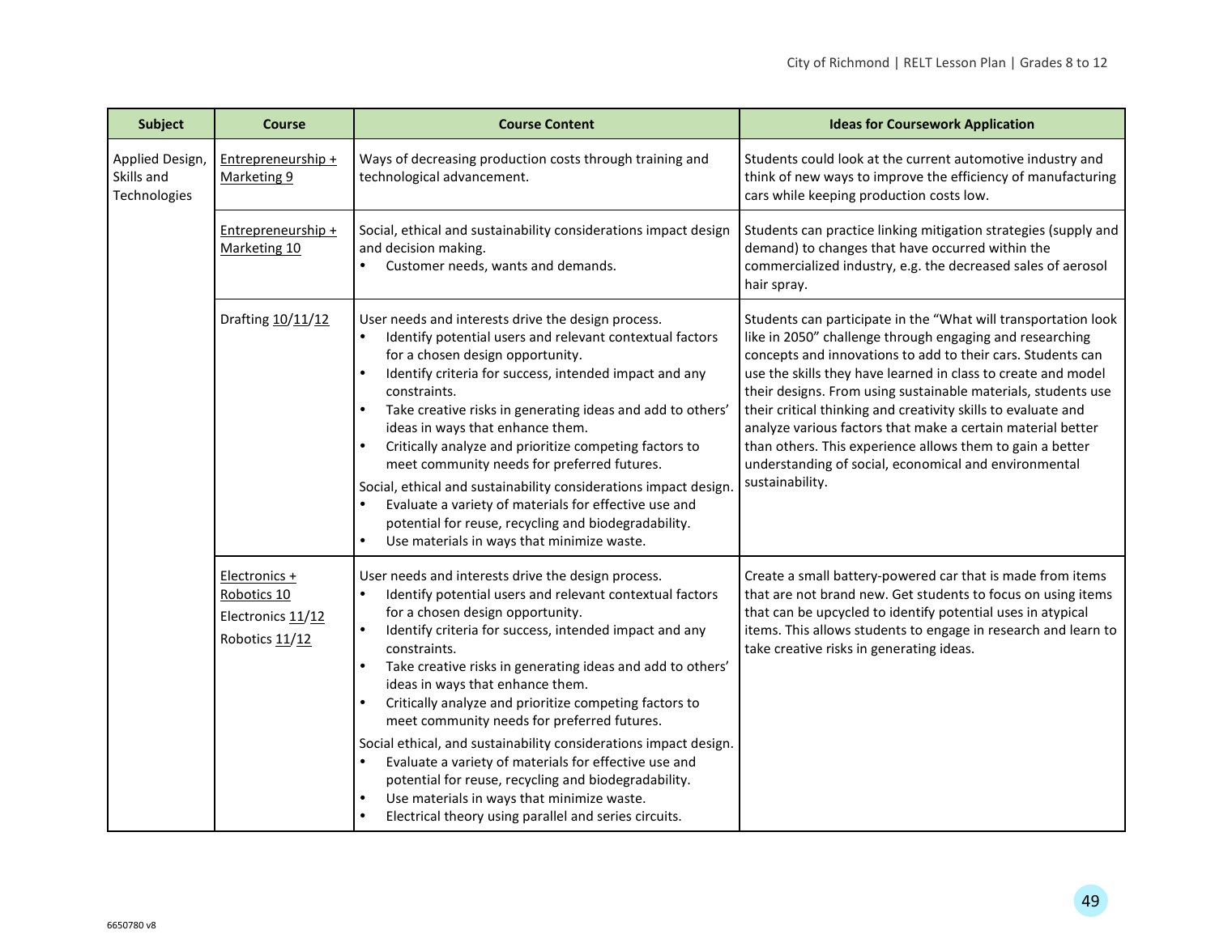| Subject | Course | Course Content | Ideas for Coursework Application |
| --- | --- | --- | --- |
| Applied Design, Skills and Technologies | Entrepreneurship + Marketing 9 | Ways of decreasing production costs through training and technological advancement. | Students could look at the current automotive industry and think of new ways to improve the efficiency of manufacturing cars while keeping production costs low. |
| | Entrepreneurship + Marketing 10 | Social, ethical and sustainability considerations impact design and decision making.<br>• Customer needs, wants and demands. | Students can practice linking mitigation strategies (supply and demand) to changes that have occurred within the commercialized industry, e.g. the decreased sales of aerosol hair spray. |
| | Drafting 10/11/12 | User needs and interests drive the design process.<br>• Identify potential users and relevant contextual factors for a chosen design opportunity.<br>• Identify criteria for success, intended impact and any constraints.<br>• Take creative risks in generating ideas and add to others' ideas in ways that enhance them.<br>• Critically analyze and prioritize competing factors to meet community needs for preferred futures.<br>Social, ethical and sustainability considerations impact design.<br>• Evaluate a variety of materials for effective use and potential for reuse, recycling and biodegradability.<br>• Use materials in ways that minimize waste. | Students can participate in the "What will transportation look like in 2050" challenge through engaging and researching concepts and innovations to add to their cars. Students can use the skills they have learned in class to create and model their designs. From using sustainable materials, students use their critical thinking and creativity skills to evaluate and analyze various factors that make a certain material better than others. This experience allows them to gain a better understanding of social, economical and environmental sustainability. |
| | Electronics + Robotics 10<br>Electronics 11/12<br>Robotics 11/12 | User needs and interests drive the design process.<br>• Identify potential users and relevant contextual factors for a chosen design opportunity.<br>• Identify criteria for success, intended impact and any constraints.<br>• Take creative risks in generating ideas and add to others' ideas in ways that enhance them.<br>• Critically analyze and prioritize competing factors to meet community needs for preferred futures.<br>Social ethical, and sustainability considerations impact design.<br>• Evaluate a variety of materials for effective use and potential for reuse, recycling and biodegradability.<br>• Use materials in ways that minimize waste.<br>• Electrical theory using parallel and series circuits. | Create a small battery-powered car that is made from items that are not brand new. Get students to focus on using items that can be upcycled to identify potential uses in atypical items. This allows students to engage in research and learn to take creative risks in generating ideas. |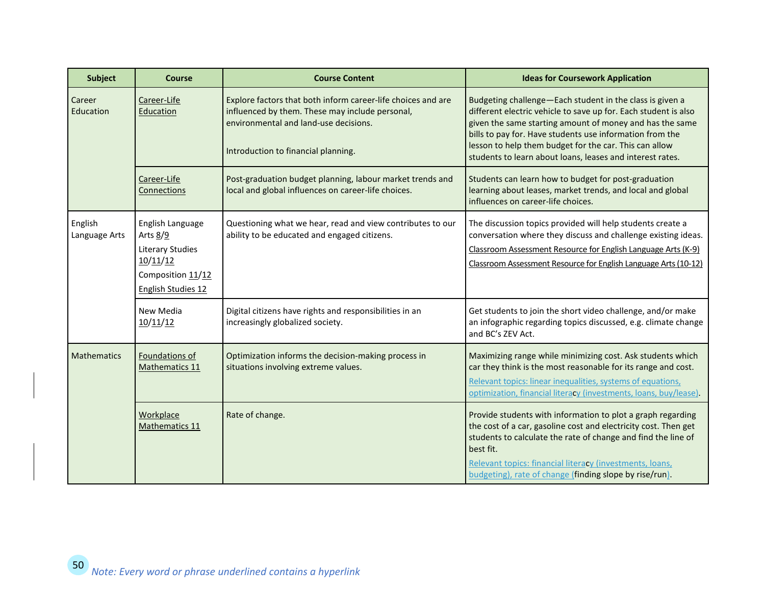| Subject | Course | Course Content | Ideas for Coursework Application |
|---|---|---|---|
| Career Education | Career-Life Education | Explore factors that both inform career-life choices and are influenced by them. These may include personal, environmental and land-use decisions.<br><br>Introduction to financial planning. | Budgeting challenge—Each student in the class is given a different electric vehicle to save up for. Each student is also given the same starting amount of money and has the same bills to pay for. Have students use information from the lesson to help them budget for the car. This can allow students to learn about loans, leases and interest rates. |
| | Career-Life Connections | Post-graduation budget planning, labour market trends and local and global influences on career-life choices. | Students can learn how to budget for post-graduation learning about leases, market trends, and local and global influences on career-life choices. |
| English Language Arts | English Language Arts 8/9<br>Literary Studies 10/11/12<br>Composition 11/12<br>English Studies 12 | Questioning what we hear, read and view contributes to our ability to be educated and engaged citizens. | The discussion topics provided will help students create a conversation where they discuss and challenge existing ideas.<br>Classroom Assessment Resource for English Language Arts (K-9)<br>Classroom Assessment Resource for English Language Arts (10-12) |
| | New Media 10/11/12 | Digital citizens have rights and responsibilities in an increasingly globalized society. | Get students to join the short video challenge, and/or make an infographic regarding topics discussed, e.g. climate change and BC's ZEV Act. |
| Mathematics | Foundations of Mathematics 11 | Optimization informs the decision-making process in situations involving extreme values. | Maximizing range while minimizing cost. Ask students which car they think is the most reasonable for its range and cost.<br>Relevant topics: linear inequalities, systems of equations, optimization, financial literacy (investments, loans, buy/lease). |
| | Workplace Mathematics 11 | Rate of change. | Provide students with information to plot a graph regarding the cost of a car, gasoline cost and electricity cost. Then get students to calculate the rate of change and find the line of best fit.<br>Relevant topics: financial literacy (investments, loans, budgeting), rate of change (finding slope by rise/run). |

*Note: Every word or phrase underlined contains a hyperlink*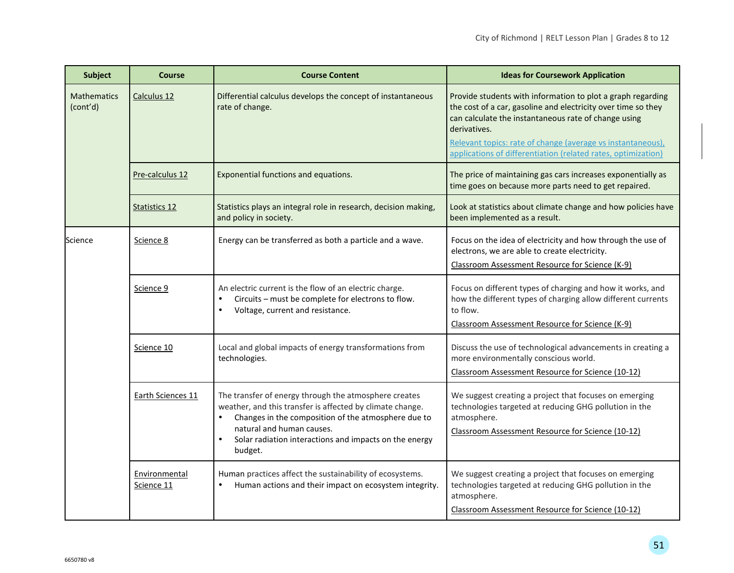| Subject | Course | Course Content | Ideas for Coursework Application |
|---|---|---|---|
| Mathematics (cont'd) | Calculus 12 | Differential calculus develops the concept of instantaneous rate of change. | Provide students with information to plot a graph regarding the cost of a car, gasoline and electricity over time so they can calculate the instantaneous rate of change using derivatives.<br>Relevant topics: rate of change (average vs instantaneous), applications of differentiation (related rates, optimization) |
| | Pre-calculus 12 | Exponential functions and equations. | The price of maintaining gas cars increases exponentially as time goes on because more parts need to get repaired. |
| | Statistics 12 | Statistics plays an integral role in research, decision making, and policy in society. | Look at statistics about climate change and how policies have been implemented as a result. |
| Science | Science 8 | Energy can be transferred as both a particle and a wave. | Focus on the idea of electricity and how through the use of electrons, we are able to create electricity.<br>Classroom Assessment Resource for Science (K-9) |
| | Science 9 | An electric current is the flow of an electric charge.<br>• Circuits – must be complete for electrons to flow.<br>• Voltage, current and resistance. | Focus on different types of charging and how it works, and how the different types of charging allow different currents to flow.<br>Classroom Assessment Resource for Science (K-9) |
| | Science 10 | Local and global impacts of energy transformations from technologies. | Discuss the use of technological advancements in creating a more environmentally conscious world.<br>Classroom Assessment Resource for Science (10-12) |
| | Earth Sciences 11 | The transfer of energy through the atmosphere creates weather, and this transfer is affected by climate change.<br>• Changes in the composition of the atmosphere due to natural and human causes.<br>• Solar radiation interactions and impacts on the energy budget. | We suggest creating a project that focuses on emerging technologies targeted at reducing GHG pollution in the atmosphere.<br>Classroom Assessment Resource for Science (10-12) |
| | Environmental Science 11 | Human practices affect the sustainability of ecosystems.<br>• Human actions and their impact on ecosystem integrity. | We suggest creating a project that focuses on emerging technologies targeted at reducing GHG pollution in the atmosphere.<br>Classroom Assessment Resource for Science (10-12) |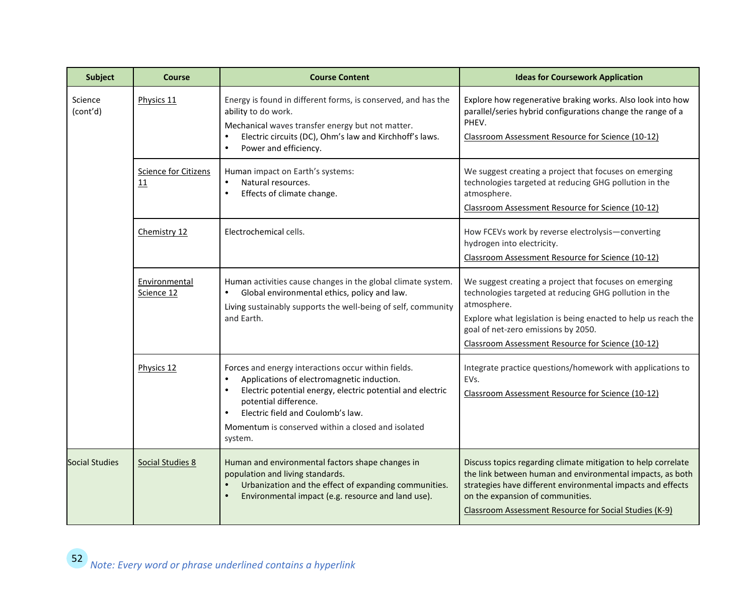| Subject | Course | Course Content | Ideas for Coursework Application |
|---|---|---|---|
| Science (cont'd) | Physics 11 | Energy is found in different forms, is conserved, and has the ability to do work.<br>Mechanical waves transfer energy but not matter.<br>• Electric circuits (DC), Ohm's law and Kirchhoff's laws.<br>• Power and efficiency. | Explore how regenerative braking works. Also look into how parallel/series hybrid configurations change the range of a PHEV.<br>Classroom Assessment Resource for Science (10-12) |
| | Science for Citizens 11 | Human impact on Earth's systems:<br>• Natural resources.<br>• Effects of climate change. | We suggest creating a project that focuses on emerging technologies targeted at reducing GHG pollution in the atmosphere.<br>Classroom Assessment Resource for Science (10-12) |
| | Chemistry 12 | Electrochemical cells. | How FCEVs work by reverse electrolysis—converting hydrogen into electricity.<br>Classroom Assessment Resource for Science (10-12) |
| | Environmental Science 12 | Human activities cause changes in the global climate system.<br>• Global environmental ethics, policy and law.<br>Living sustainably supports the well-being of self, community and Earth. | We suggest creating a project that focuses on emerging technologies targeted at reducing GHG pollution in the atmosphere.<br>Explore what legislation is being enacted to help us reach the goal of net-zero emissions by 2050.<br>Classroom Assessment Resource for Science (10-12) |
| | Physics 12 | Forces and energy interactions occur within fields.<br>• Applications of electromagnetic induction.<br>• Electric potential energy, electric potential and electric potential difference.<br>• Electric field and Coulomb's law.<br>Momentum is conserved within a closed and isolated system. | Integrate practice questions/homework with applications to EVs.<br>Classroom Assessment Resource for Science (10-12) |
| Social Studies | Social Studies 8 | Human and environmental factors shape changes in population and living standards.<br>• Urbanization and the effect of expanding communities.<br>• Environmental impact (e.g. resource and land use). | Discuss topics regarding climate mitigation to help correlate the link between human and environmental impacts, as both strategies have different environmental impacts and effects on the expansion of communities.<br>Classroom Assessment Resource for Social Studies (K-9) |

*Note: Every word or phrase underlined contains a hyperlink*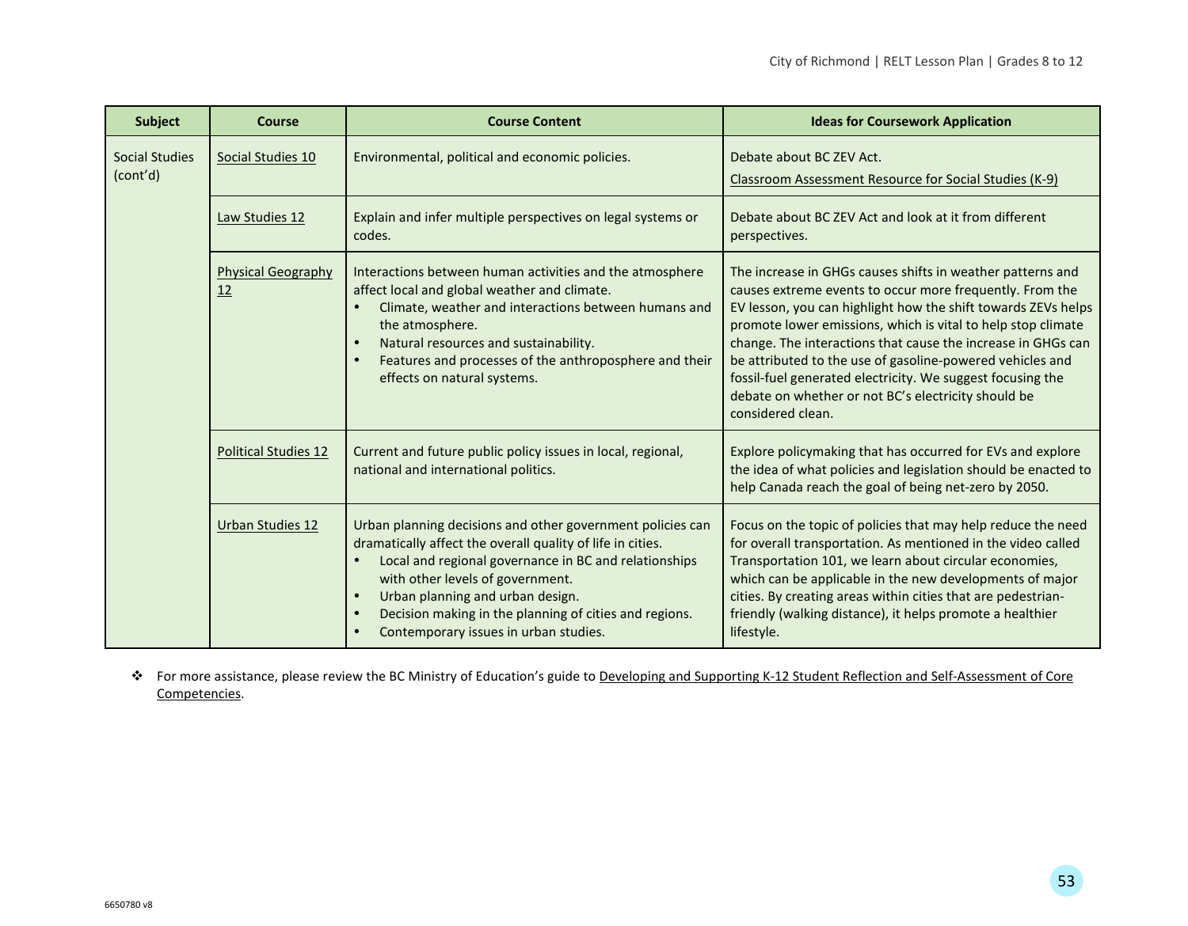| Subject | Course | Course Content | Ideas for Coursework Application |
|---|---|---|---|
| Social Studies (cont'd) | Social Studies 10 | Environmental, political and economic policies. | Debate about BC ZEV Act.<br>Classroom Assessment Resource for Social Studies (K-9) |
| | Law Studies 12 | Explain and infer multiple perspectives on legal systems or codes. | Debate about BC ZEV Act and look at it from different perspectives. |
| | Physical Geography 12 | Interactions between human activities and the atmosphere affect local and global weather and climate.<br>• Climate, weather and interactions between humans and the atmosphere.<br>• Natural resources and sustainability.<br>• Features and processes of the anthroposphere and their effects on natural systems. | The increase in GHGs causes shifts in weather patterns and causes extreme events to occur more frequently. From the EV lesson, you can highlight how the shift towards ZEVs helps promote lower emissions, which is vital to help stop climate change. The interactions that cause the increase in GHGs can be attributed to the use of gasoline-powered vehicles and fossil-fuel generated electricity. We suggest focusing the debate on whether or not BC's electricity should be considered clean. |
| | Political Studies 12 | Current and future public policy issues in local, regional, national and international politics. | Explore policymaking that has occurred for EVs and explore the idea of what policies and legislation should be enacted to help Canada reach the goal of being net-zero by 2050. |
| | Urban Studies 12 | Urban planning decisions and other government policies can dramatically affect the overall quality of life in cities.<br>• Local and regional governance in BC and relationships with other levels of government.<br>• Urban planning and urban design.<br>• Decision making in the planning of cities and regions.<br>• Contemporary issues in urban studies. | Focus on the topic of policies that may help reduce the need for overall transportation. As mentioned in the video called Transportation 101, we learn about circular economies, which can be applicable in the new developments of major cities. By creating areas within cities that are pedestrian-friendly (walking distance), it helps promote a healthier lifestyle. |

❖ For more assistance, please review the BC Ministry of Education's guide to Developing and Supporting K-12 Student Reflection and Self-Assessment of Core Competencies.